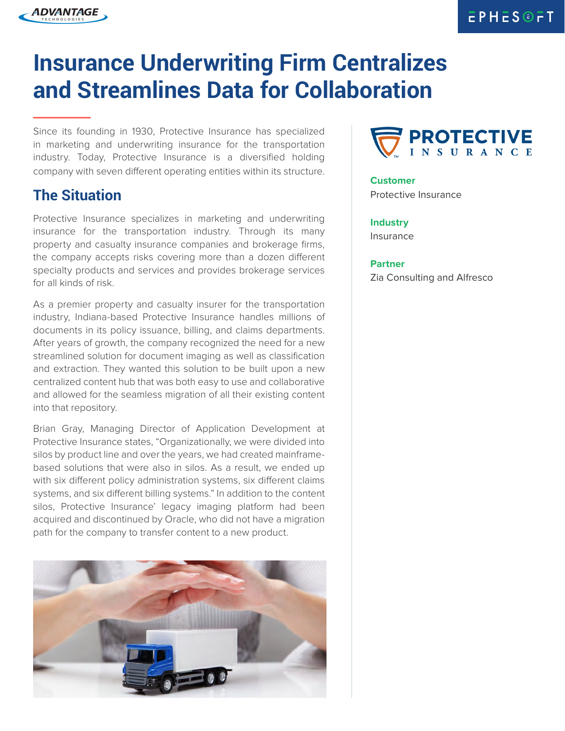# Insurance Underwriting Firm Centralizes and Streamlines Data for Collaboration

Since its founding in 1930, Protective Insurance has specialized in marketing and underwriting insurance for the transportation industry. Today, Protective Insurance is a diversified holding company with seven different operating entities within its structure.

**Customer**
Protective Insurance

**Industry**
Insurance

**Partner**
Zia Consulting and Alfresco

## The Situation

Protective Insurance specializes in marketing and underwriting insurance for the transportation industry. Through its many property and casualty insurance companies and brokerage firms, the company accepts risks covering more than a dozen different specialty products and services and provides brokerage services for all kinds of risk.

As a premier property and casualty insurer for the transportation industry, Indiana-based Protective Insurance handles millions of documents in its policy issuance, billing, and claims departments. After years of growth, the company recognized the need for a new streamlined solution for document imaging as well as classification and extraction. They wanted this solution to be built upon a new centralized content hub that was both easy to use and collaborative and allowed for the seamless migration of all their existing content into that repository.

Brian Gray, Managing Director of Application Development at Protective Insurance states, "Organizationally, we were divided into silos by product line and over the years, we had created mainframe-based solutions that were also in silos. As a result, we ended up with six different policy administration systems, six different claims systems, and six different billing systems." In addition to the content silos, Protective Insurance' legacy imaging platform had been acquired and discontinued by Oracle, who did not have a migration path for the company to transfer content to a new product.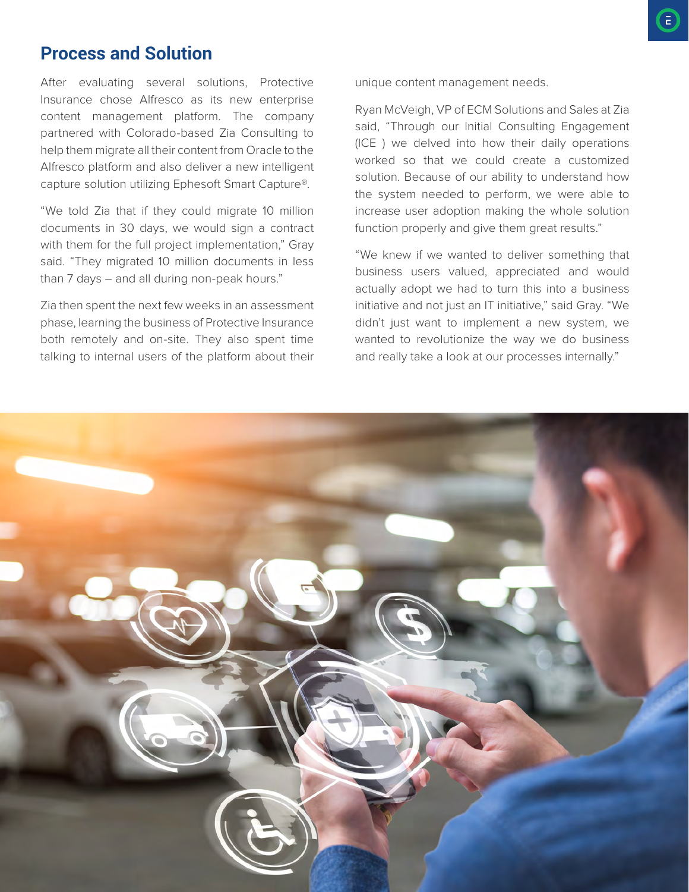## Process and Solution

After evaluating several solutions, Protective Insurance chose Alfresco as its new enterprise content management platform. The company partnered with Colorado-based Zia Consulting to help them migrate all their content from Oracle to the Alfresco platform and also deliver a new intelligent capture solution utilizing Ephesoft Smart Capture®.

"We told Zia that if they could migrate 10 million documents in 30 days, we would sign a contract with them for the full project implementation," Gray said. "They migrated 10 million documents in less than 7 days – and all during non-peak hours."

Zia then spent the next few weeks in an assessment phase, learning the business of Protective Insurance both remotely and on-site. They also spent time talking to internal users of the platform about their unique content management needs.

Ryan McVeigh, VP of ECM Solutions and Sales at Zia said, "Through our Initial Consulting Engagement (ICE ) we delved into how their daily operations worked so that we could create a customized solution. Because of our ability to understand how the system needed to perform, we were able to increase user adoption making the whole solution function properly and give them great results."

"We knew if we wanted to deliver something that business users valued, appreciated and would actually adopt we had to turn this into a business initiative and not just an IT initiative," said Gray. "We didn't just want to implement a new system, we wanted to revolutionize the way we do business and really take a look at our processes internally."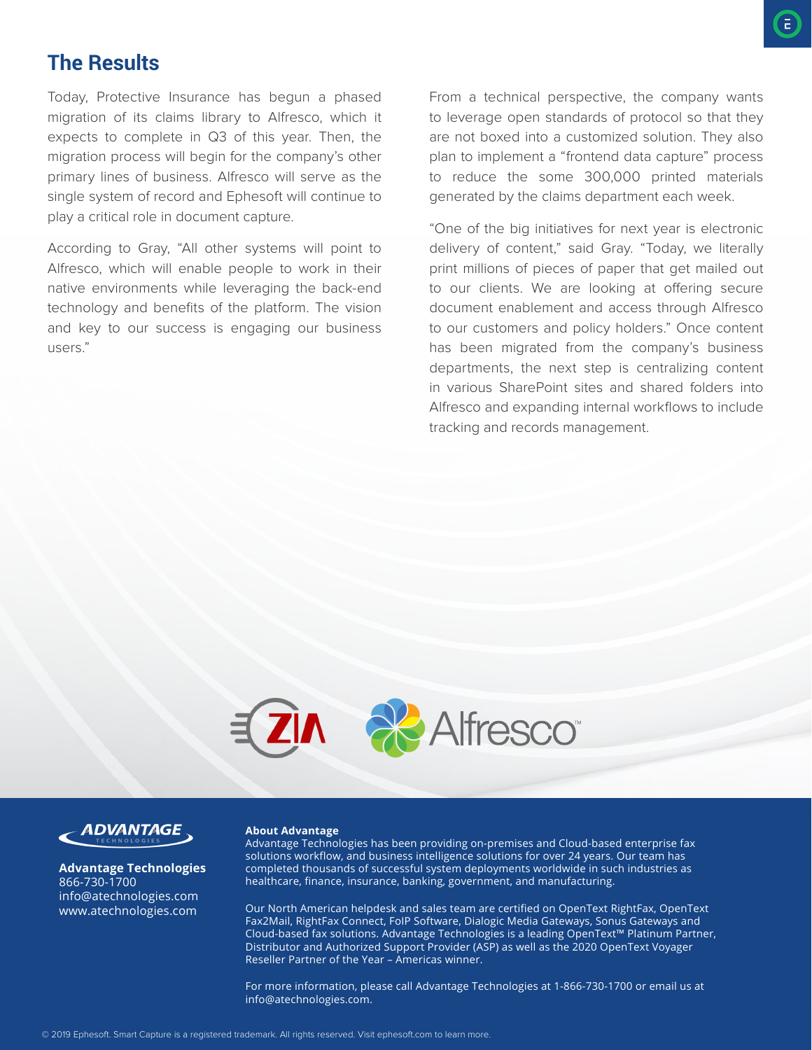## The Results

Today, Protective Insurance has begun a phased migration of its claims library to Alfresco, which it expects to complete in Q3 of this year. Then, the migration process will begin for the company's other primary lines of business. Alfresco will serve as the single system of record and Ephesoft will continue to play a critical role in document capture.

According to Gray, "All other systems will point to Alfresco, which will enable people to work in their native environments while leveraging the back-end technology and benefits of the platform. The vision and key to our success is engaging our business users."

From a technical perspective, the company wants to leverage open standards of protocol so that they are not boxed into a customized solution. They also plan to implement a "frontend data capture" process to reduce the some 300,000 printed materials generated by the claims department each week.

"One of the big initiatives for next year is electronic delivery of content," said Gray. "Today, we literally print millions of pieces of paper that get mailed out to our clients. We are looking at offering secure document enablement and access through Alfresco to our customers and policy holders." Once content has been migrated from the company's business departments, the next step is centralizing content in various SharePoint sites and shared folders into Alfresco and expanding internal workflows to include tracking and records management.

ZIA

Alfresco™

ADVANTAGE TECHNOLOGIES

**Advantage Technologies**
866-730-1700
info@atechnologies.com
www.atechnologies.com

**About Advantage**
Advantage Technologies has been providing on-premises and Cloud-based enterprise fax solutions workflow, and business intelligence solutions for over 24 years. Our team has completed thousands of successful system deployments worldwide in such industries as healthcare, finance, insurance, banking, government, and manufacturing.

Our North American helpdesk and sales team are certified on OpenText RightFax, OpenText Fax2Mail, RightFax Connect, FoIP Software, Dialogic Media Gateways, Sonus Gateways and Cloud-based fax solutions. Advantage Technologies is a leading OpenText™ Platinum Partner, Distributor and Authorized Support Provider (ASP) as well as the 2020 OpenText Voyager Reseller Partner of the Year – Americas winner.

For more information, please call Advantage Technologies at 1-866-730-1700 or email us at info@atechnologies.com.

© 2019 Ephesoft. Smart Capture is a registered trademark. All rights reserved. Visit ephesoft.com to learn more.